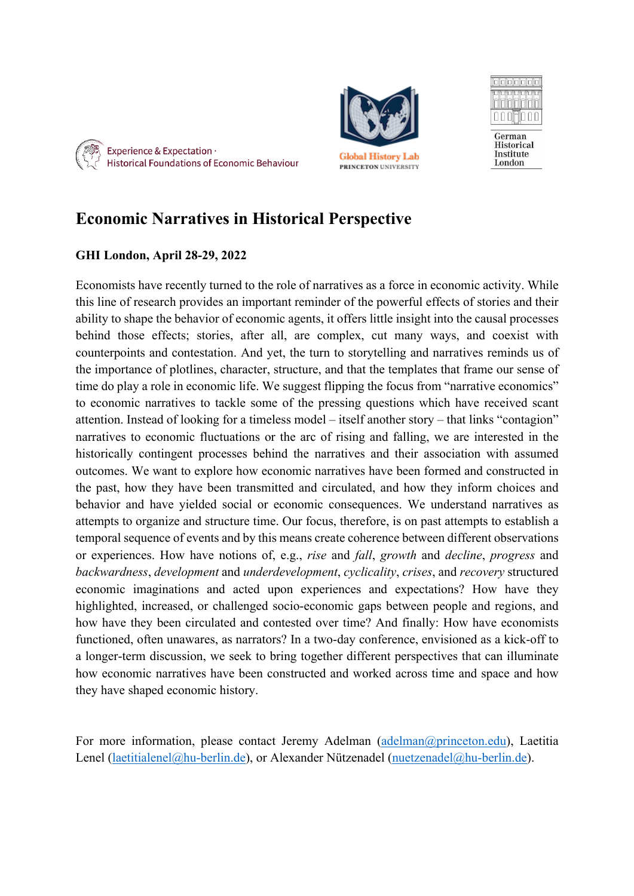Experience & Expectation · Historical Foundations of Economic Behaviour

Global History Lab PRINCETON UNIVERSITY

German Historical Institute London

# Economic Narratives in Historical Perspective

**GHI London, April 28-29, 2022**

Economists have recently turned to the role of narratives as a force in economic activity. While this line of research provides an important reminder of the powerful effects of stories and their ability to shape the behavior of economic agents, it offers little insight into the causal processes behind those effects; stories, after all, are complex, cut many ways, and coexist with counterpoints and contestation. And yet, the turn to storytelling and narratives reminds us of the importance of plotlines, character, structure, and that the templates that frame our sense of time do play a role in economic life. We suggest flipping the focus from "narrative economics" to economic narratives to tackle some of the pressing questions which have received scant attention. Instead of looking for a timeless model – itself another story – that links "contagion" narratives to economic fluctuations or the arc of rising and falling, we are interested in the historically contingent processes behind the narratives and their association with assumed outcomes. We want to explore how economic narratives have been formed and constructed in the past, how they have been transmitted and circulated, and how they inform choices and behavior and have yielded social or economic consequences. We understand narratives as attempts to organize and structure time. Our focus, therefore, is on past attempts to establish a temporal sequence of events and by this means create coherence between different observations or experiences. How have notions of, e.g., *rise* and *fall*, *growth* and *decline*, *progress* and *backwardness*, *development* and *underdevelopment*, *cyclicality*, *crises*, and *recovery* structured economic imaginations and acted upon experiences and expectations? How have they highlighted, increased, or challenged socio-economic gaps between people and regions, and how have they been circulated and contested over time? And finally: How have economists functioned, often unawares, as narrators? In a two-day conference, envisioned as a kick-off to a longer-term discussion, we seek to bring together different perspectives that can illuminate how economic narratives have been constructed and worked across time and space and how they have shaped economic history.

For more information, please contact Jeremy Adelman (adelman@princeton.edu), Laetitia Lenel (laetitialenel@hu-berlin.de), or Alexander Nützenadel (nuetzenadel@hu-berlin.de).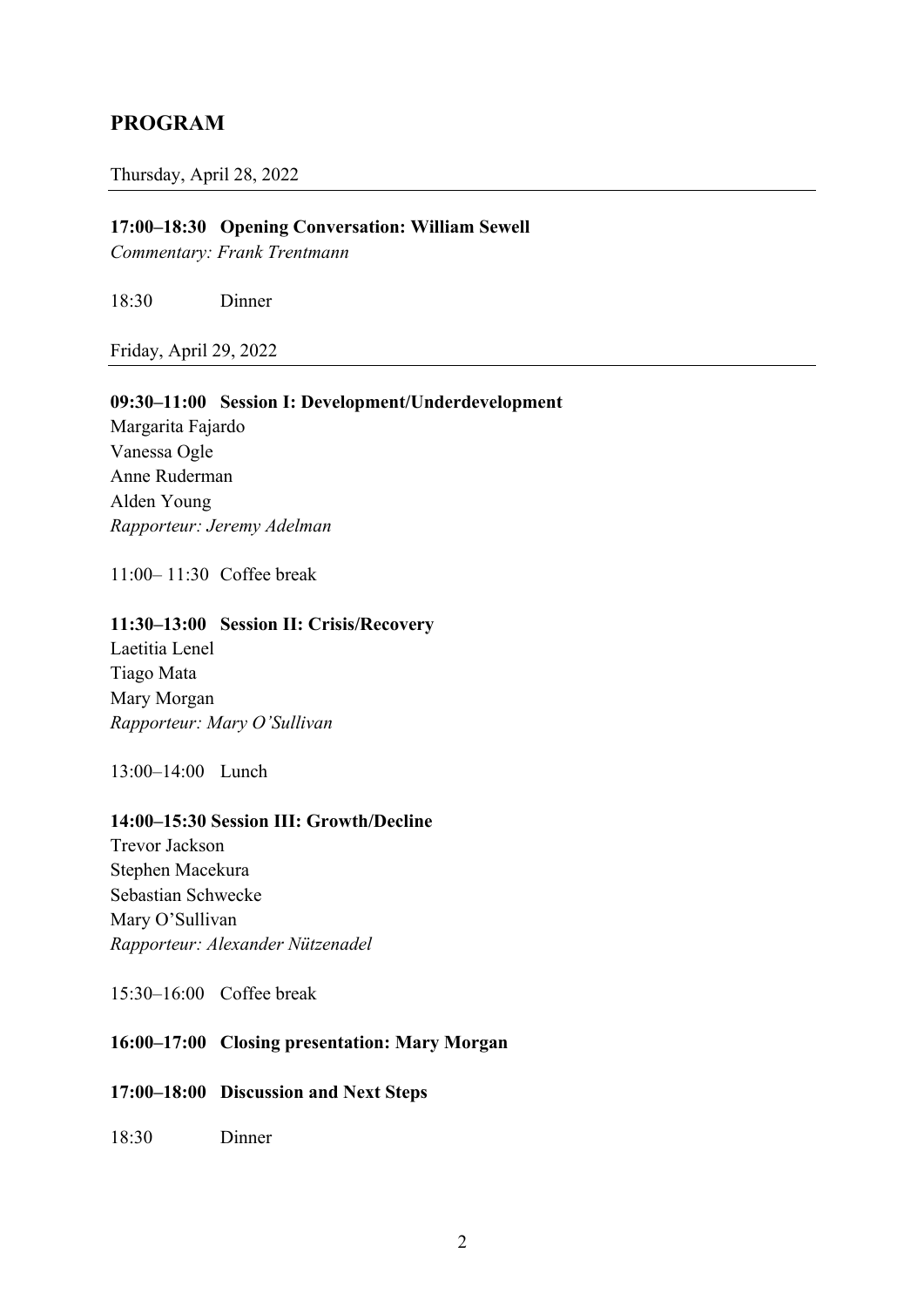## PROGRAM

Thursday, April 28, 2022

**17:00–18:30 Opening Conversation: William Sewell**
*Commentary: Frank Trentmann*

18:30 Dinner

Friday, April 29, 2022

**09:30–11:00 Session I: Development/Underdevelopment**
Margarita Fajardo
Vanessa Ogle
Anne Ruderman
Alden Young
*Rapporteur: Jeremy Adelman*

11:00– 11:30 Coffee break

**11:30–13:00 Session II: Crisis/Recovery**
Laetitia Lenel
Tiago Mata
Mary Morgan
*Rapporteur: Mary O'Sullivan*

13:00–14:00 Lunch

**14:00–15:30 Session III: Growth/Decline**
Trevor Jackson
Stephen Macekura
Sebastian Schwecke
Mary O'Sullivan
*Rapporteur: Alexander Nützenadel*

15:30–16:00 Coffee break

**16:00–17:00 Closing presentation: Mary Morgan**

**17:00–18:00 Discussion and Next Steps**

18:30 Dinner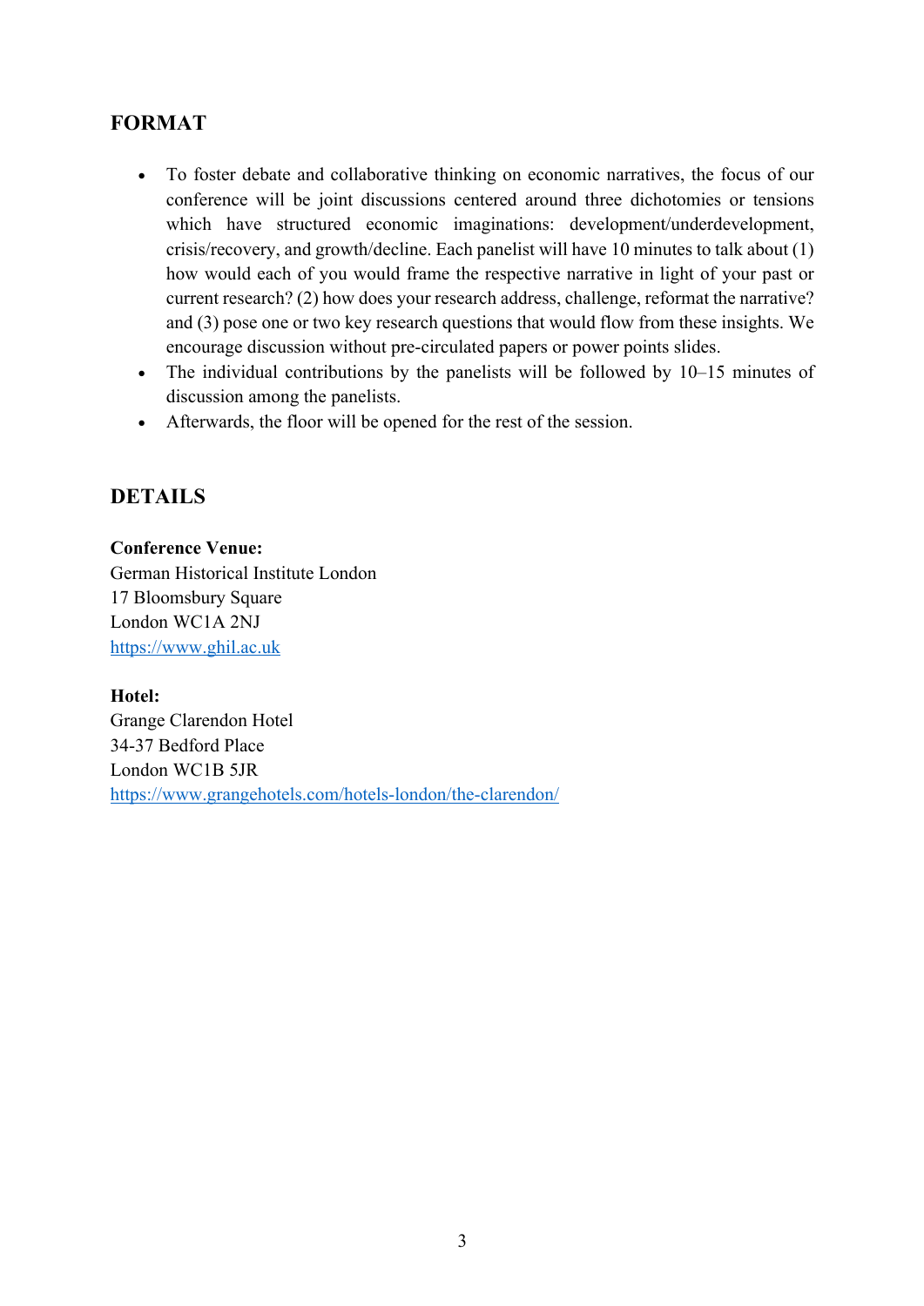## FORMAT

- To foster debate and collaborative thinking on economic narratives, the focus of our conference will be joint discussions centered around three dichotomies or tensions which have structured economic imaginations: development/underdevelopment, crisis/recovery, and growth/decline. Each panelist will have 10 minutes to talk about (1) how would each of you would frame the respective narrative in light of your past or current research? (2) how does your research address, challenge, reformat the narrative? and (3) pose one or two key research questions that would flow from these insights. We encourage discussion without pre-circulated papers or power points slides.
- The individual contributions by the panelists will be followed by 10–15 minutes of discussion among the panelists.
- Afterwards, the floor will be opened for the rest of the session.

## DETAILS

**Conference Venue:**
German Historical Institute London
17 Bloomsbury Square
London WC1A 2NJ
[https://www.ghil.ac.uk](https://www.ghil.ac.uk)

**Hotel:**
Grange Clarendon Hotel
34-37 Bedford Place
London WC1B 5JR
[https://www.grangehotels.com/hotels-london/the-clarendon/](https://www.grangehotels.com/hotels-london/the-clarendon/)